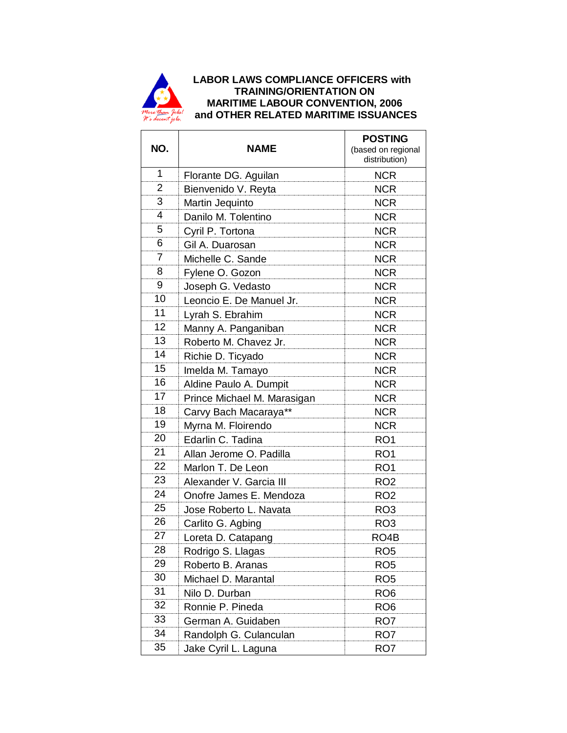# LABOR LAWS COMPLIANCE OFFICERS with TRAINING/ORIENTATION ON MARITIME LABOUR CONVENTION, 2006 and OTHER RELATED MARITIME ISSUANCES

| NO. | NAME | POSTING (based on regional distribution) |
|---|---|---|
| 1 | Florante DG. Aguilan | NCR |
| 2 | Bienvenido V. Reyta | NCR |
| 3 | Martin Jequinto | NCR |
| 4 | Danilo M. Tolentino | NCR |
| 5 | Cyril P. Tortona | NCR |
| 6 | Gil A. Duarosan | NCR |
| 7 | Michelle C. Sande | NCR |
| 8 | Fylene O. Gozon | NCR |
| 9 | Joseph G. Vedasto | NCR |
| 10 | Leoncio E. De Manuel Jr. | NCR |
| 11 | Lyrah S. Ebrahim | NCR |
| 12 | Manny A. Panganiban | NCR |
| 13 | Roberto M. Chavez Jr. | NCR |
| 14 | Richie D. Ticyado | NCR |
| 15 | Imelda M. Tamayo | NCR |
| 16 | Aldine Paulo A. Dumpit | NCR |
| 17 | Prince Michael M. Marasigan | NCR |
| 18 | Carvy Bach Macaraya** | NCR |
| 19 | Myrna M. Floirendo | NCR |
| 20 | Edarlin C. Tadina | RO1 |
| 21 | Allan Jerome O. Padilla | RO1 |
| 22 | Marlon T. De Leon | RO1 |
| 23 | Alexander V. Garcia III | RO2 |
| 24 | Onofre James E. Mendoza | RO2 |
| 25 | Jose Roberto L. Navata | RO3 |
| 26 | Carlito G. Agbing | RO3 |
| 27 | Loreta D. Catapang | RO4B |
| 28 | Rodrigo S. Llagas | RO5 |
| 29 | Roberto B. Aranas | RO5 |
| 30 | Michael D. Marantal | RO5 |
| 31 | Nilo D. Durban | RO6 |
| 32 | Ronnie P. Pineda | RO6 |
| 33 | German A. Guidaben | RO7 |
| 34 | Randolph G. Culanculan | RO7 |
| 35 | Jake Cyril L. Laguna | RO7 |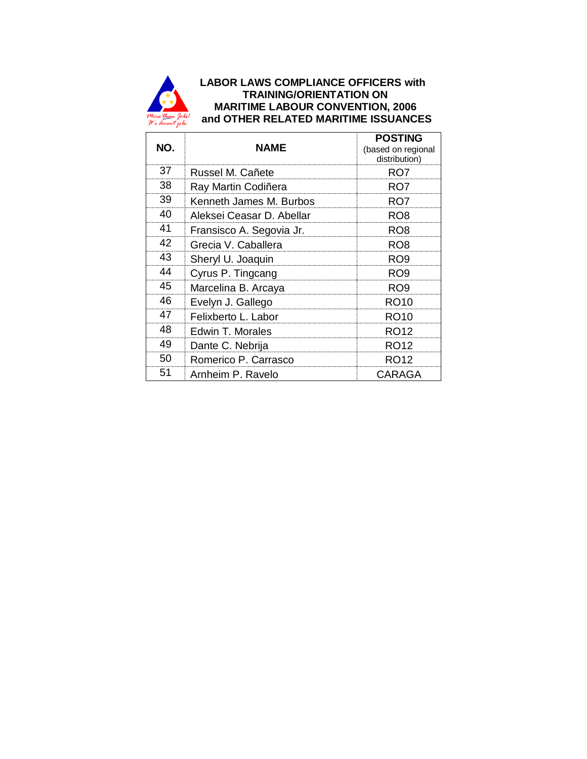**LABOR LAWS COMPLIANCE OFFICERS with TRAINING/ORIENTATION ON MARITIME LABOUR CONVENTION, 2006 and OTHER RELATED MARITIME ISSUANCES**

| NO. | NAME | POSTING (based on regional distribution) |
|---|---|---|
| 37 | Russel M. Cañete | RO7 |
| 38 | Ray Martin Codiñera | RO7 |
| 39 | Kenneth James M. Burbos | RO7 |
| 40 | Aleksei Ceasar D. Abellar | RO8 |
| 41 | Fransisco A. Segovia Jr. | RO8 |
| 42 | Grecia V. Caballera | RO8 |
| 43 | Sheryl U. Joaquin | RO9 |
| 44 | Cyrus P. Tingcang | RO9 |
| 45 | Marcelina B. Arcaya | RO9 |
| 46 | Evelyn J. Gallego | RO10 |
| 47 | Felixberto L. Labor | RO10 |
| 48 | Edwin T. Morales | RO12 |
| 49 | Dante C. Nebrija | RO12 |
| 50 | Romerico P. Carrasco | RO12 |
| 51 | Arnheim P. Ravelo | CARAGA |